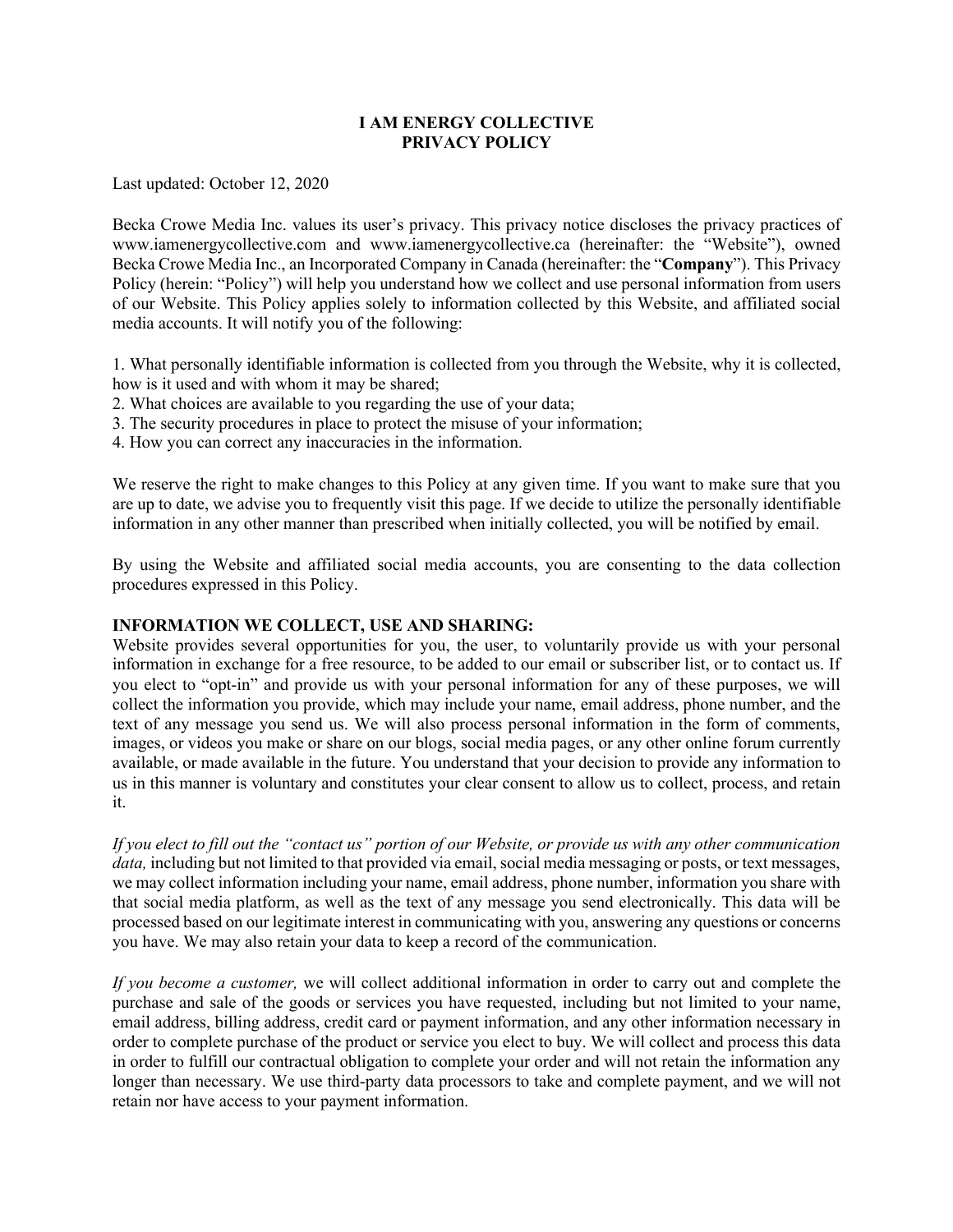# I AM ENERGY COLLECTIVE
# PRIVACY POLICY

Last updated: October 12, 2020

Becka Crowe Media Inc. values its user's privacy. This privacy notice discloses the privacy practices of www.iamenergycollective.com and www.iamenergycollective.ca (hereinafter: the "Website"), owned Becka Crowe Media Inc., an Incorporated Company in Canada (hereinafter: the "**Company**"). This Privacy Policy (herein: "Policy") will help you understand how we collect and use personal information from users of our Website. This Policy applies solely to information collected by this Website, and affiliated social media accounts. It will notify you of the following:

1. What personally identifiable information is collected from you through the Website, why it is collected, how is it used and with whom it may be shared;
2. What choices are available to you regarding the use of your data;
3. The security procedures in place to protect the misuse of your information;
4. How you can correct any inaccuracies in the information.

We reserve the right to make changes to this Policy at any given time. If you want to make sure that you are up to date, we advise you to frequently visit this page. If we decide to utilize the personally identifiable information in any other manner than prescribed when initially collected, you will be notified by email.

By using the Website and affiliated social media accounts, you are consenting to the data collection procedures expressed in this Policy.

**INFORMATION WE COLLECT, USE AND SHARING:**

Website provides several opportunities for you, the user, to voluntarily provide us with your personal information in exchange for a free resource, to be added to our email or subscriber list, or to contact us. If you elect to "opt-in" and provide us with your personal information for any of these purposes, we will collect the information you provide, which may include your name, email address, phone number, and the text of any message you send us. We will also process personal information in the form of comments, images, or videos you make or share on our blogs, social media pages, or any other online forum currently available, or made available in the future. You understand that your decision to provide any information to us in this manner is voluntary and constitutes your clear consent to allow us to collect, process, and retain it.

*If you elect to fill out the "contact us" portion of our Website, or provide us with any other communication data,* including but not limited to that provided via email, social media messaging or posts, or text messages, we may collect information including your name, email address, phone number, information you share with that social media platform, as well as the text of any message you send electronically. This data will be processed based on our legitimate interest in communicating with you, answering any questions or concerns you have. We may also retain your data to keep a record of the communication.

*If you become a customer,* we will collect additional information in order to carry out and complete the purchase and sale of the goods or services you have requested, including but not limited to your name, email address, billing address, credit card or payment information, and any other information necessary in order to complete purchase of the product or service you elect to buy. We will collect and process this data in order to fulfill our contractual obligation to complete your order and will not retain the information any longer than necessary. We use third-party data processors to take and complete payment, and we will not retain nor have access to your payment information.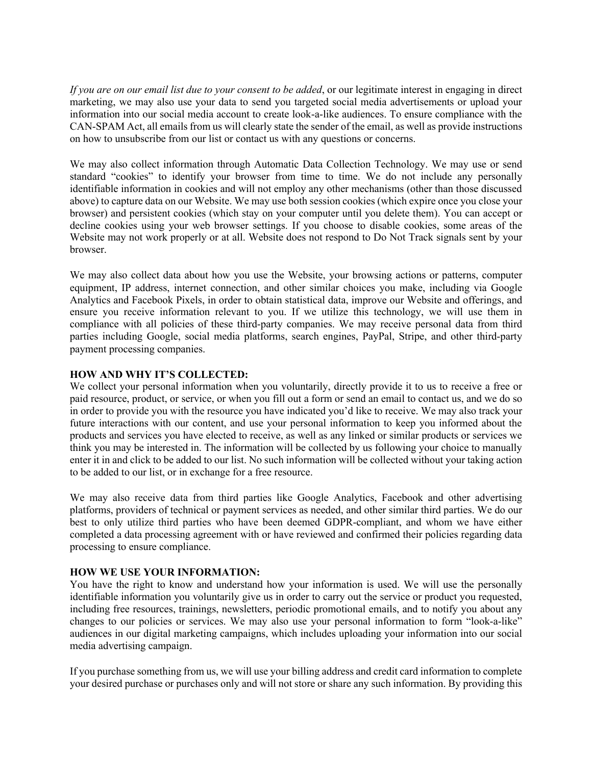*If you are on our email list due to your consent to be added*, or our legitimate interest in engaging in direct marketing, we may also use your data to send you targeted social media advertisements or upload your information into our social media account to create look-a-like audiences. To ensure compliance with the CAN-SPAM Act, all emails from us will clearly state the sender of the email, as well as provide instructions on how to unsubscribe from our list or contact us with any questions or concerns.

We may also collect information through Automatic Data Collection Technology. We may use or send standard "cookies" to identify your browser from time to time. We do not include any personally identifiable information in cookies and will not employ any other mechanisms (other than those discussed above) to capture data on our Website. We may use both session cookies (which expire once you close your browser) and persistent cookies (which stay on your computer until you delete them). You can accept or decline cookies using your web browser settings. If you choose to disable cookies, some areas of the Website may not work properly or at all. Website does not respond to Do Not Track signals sent by your browser.

We may also collect data about how you use the Website, your browsing actions or patterns, computer equipment, IP address, internet connection, and other similar choices you make, including via Google Analytics and Facebook Pixels, in order to obtain statistical data, improve our Website and offerings, and ensure you receive information relevant to you. If we utilize this technology, we will use them in compliance with all policies of these third-party companies. We may receive personal data from third parties including Google, social media platforms, search engines, PayPal, Stripe, and other third-party payment processing companies.

**HOW AND WHY IT'S COLLECTED:**
We collect your personal information when you voluntarily, directly provide it to us to receive a free or paid resource, product, or service, or when you fill out a form or send an email to contact us, and we do so in order to provide you with the resource you have indicated you'd like to receive. We may also track your future interactions with our content, and use your personal information to keep you informed about the products and services you have elected to receive, as well as any linked or similar products or services we think you may be interested in. The information will be collected by us following your choice to manually enter it in and click to be added to our list. No such information will be collected without your taking action to be added to our list, or in exchange for a free resource.

We may also receive data from third parties like Google Analytics, Facebook and other advertising platforms, providers of technical or payment services as needed, and other similar third parties. We do our best to only utilize third parties who have been deemed GDPR-compliant, and whom we have either completed a data processing agreement with or have reviewed and confirmed their policies regarding data processing to ensure compliance.

**HOW WE USE YOUR INFORMATION:**
You have the right to know and understand how your information is used. We will use the personally identifiable information you voluntarily give us in order to carry out the service or product you requested, including free resources, trainings, newsletters, periodic promotional emails, and to notify you about any changes to our policies or services. We may also use your personal information to form "look-a-like" audiences in our digital marketing campaigns, which includes uploading your information into our social media advertising campaign.

If you purchase something from us, we will use your billing address and credit card information to complete your desired purchase or purchases only and will not store or share any such information. By providing this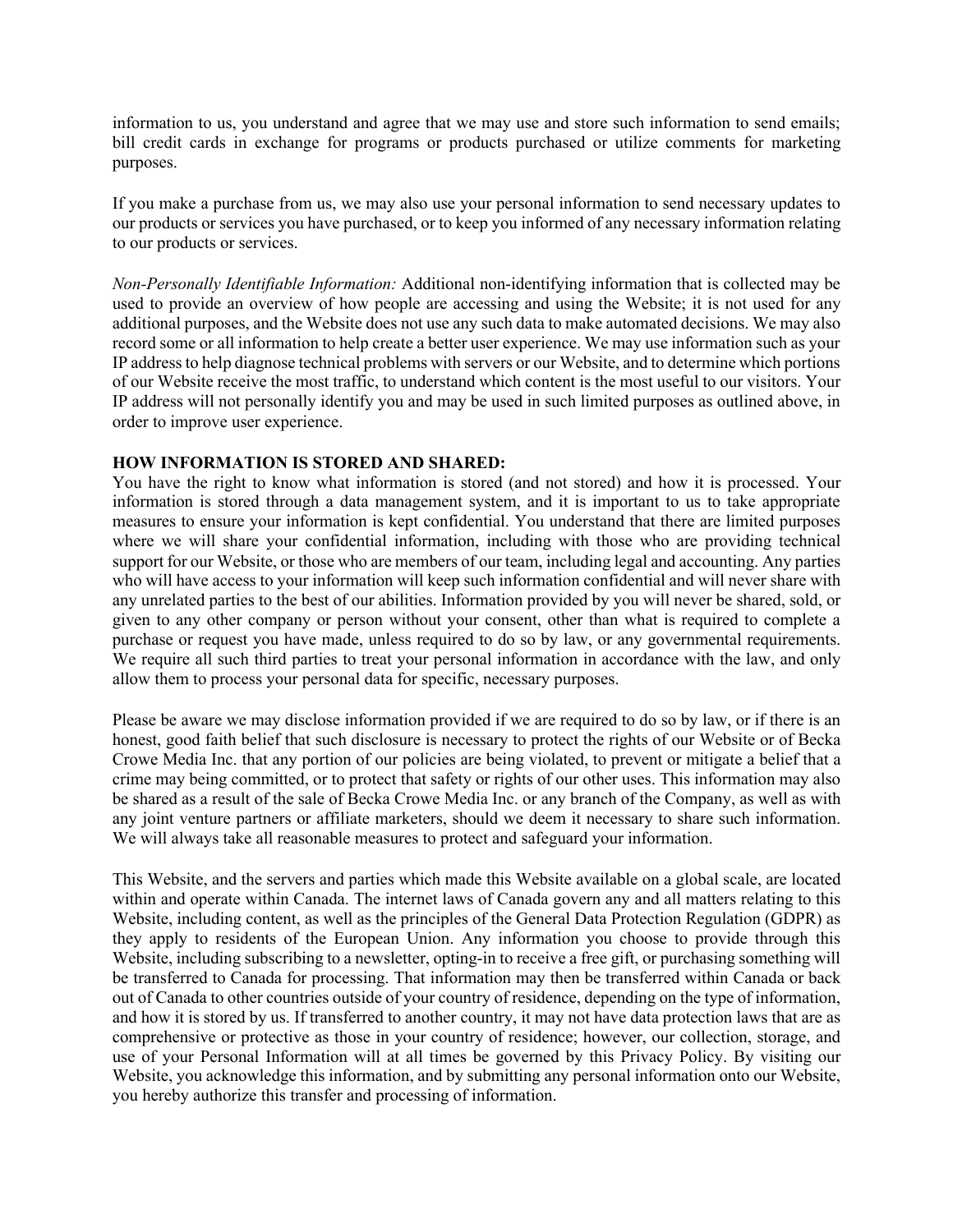information to us, you understand and agree that we may use and store such information to send emails; bill credit cards in exchange for programs or products purchased or utilize comments for marketing purposes.

If you make a purchase from us, we may also use your personal information to send necessary updates to our products or services you have purchased, or to keep you informed of any necessary information relating to our products or services.

*Non-Personally Identifiable Information:* Additional non-identifying information that is collected may be used to provide an overview of how people are accessing and using the Website; it is not used for any additional purposes, and the Website does not use any such data to make automated decisions. We may also record some or all information to help create a better user experience. We may use information such as your IP address to help diagnose technical problems with servers or our Website, and to determine which portions of our Website receive the most traffic, to understand which content is the most useful to our visitors. Your IP address will not personally identify you and may be used in such limited purposes as outlined above, in order to improve user experience.

**HOW INFORMATION IS STORED AND SHARED:**

You have the right to know what information is stored (and not stored) and how it is processed. Your information is stored through a data management system, and it is important to us to take appropriate measures to ensure your information is kept confidential. You understand that there are limited purposes where we will share your confidential information, including with those who are providing technical support for our Website, or those who are members of our team, including legal and accounting. Any parties who will have access to your information will keep such information confidential and will never share with any unrelated parties to the best of our abilities. Information provided by you will never be shared, sold, or given to any other company or person without your consent, other than what is required to complete a purchase or request you have made, unless required to do so by law, or any governmental requirements. We require all such third parties to treat your personal information in accordance with the law, and only allow them to process your personal data for specific, necessary purposes.

Please be aware we may disclose information provided if we are required to do so by law, or if there is an honest, good faith belief that such disclosure is necessary to protect the rights of our Website or of Becka Crowe Media Inc. that any portion of our policies are being violated, to prevent or mitigate a belief that a crime may being committed, or to protect that safety or rights of our other uses. This information may also be shared as a result of the sale of Becka Crowe Media Inc. or any branch of the Company, as well as with any joint venture partners or affiliate marketers, should we deem it necessary to share such information. We will always take all reasonable measures to protect and safeguard your information.

This Website, and the servers and parties which made this Website available on a global scale, are located within and operate within Canada. The internet laws of Canada govern any and all matters relating to this Website, including content, as well as the principles of the General Data Protection Regulation (GDPR) as they apply to residents of the European Union. Any information you choose to provide through this Website, including subscribing to a newsletter, opting-in to receive a free gift, or purchasing something will be transferred to Canada for processing. That information may then be transferred within Canada or back out of Canada to other countries outside of your country of residence, depending on the type of information, and how it is stored by us. If transferred to another country, it may not have data protection laws that are as comprehensive or protective as those in your country of residence; however, our collection, storage, and use of your Personal Information will at all times be governed by this Privacy Policy. By visiting our Website, you acknowledge this information, and by submitting any personal information onto our Website, you hereby authorize this transfer and processing of information.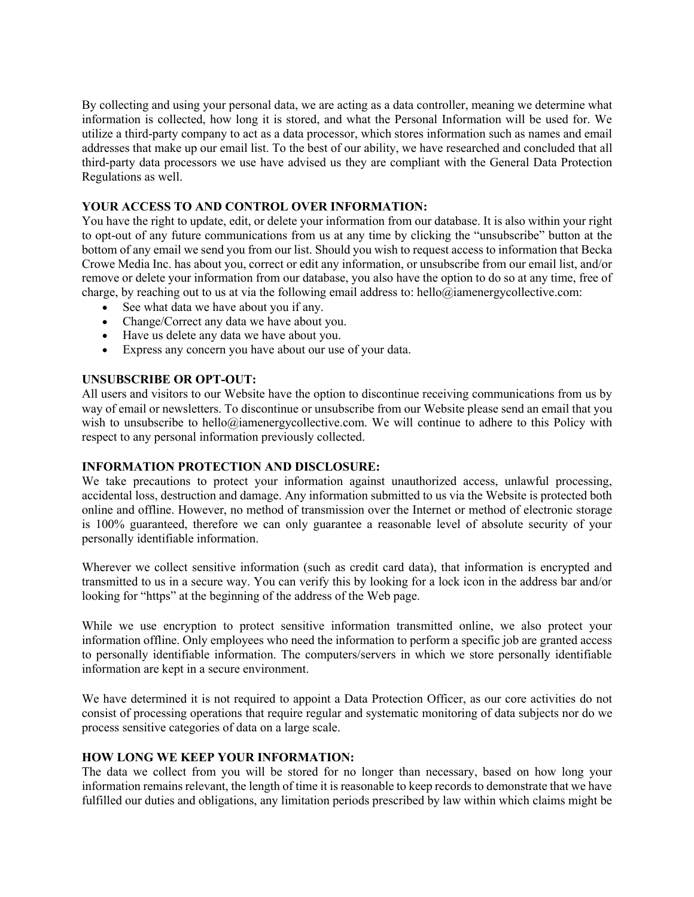By collecting and using your personal data, we are acting as a data controller, meaning we determine what information is collected, how long it is stored, and what the Personal Information will be used for. We utilize a third-party company to act as a data processor, which stores information such as names and email addresses that make up our email list. To the best of our ability, we have researched and concluded that all third-party data processors we use have advised us they are compliant with the General Data Protection Regulations as well.

**YOUR ACCESS TO AND CONTROL OVER INFORMATION:**

You have the right to update, edit, or delete your information from our database. It is also within your right to opt-out of any future communications from us at any time by clicking the "unsubscribe" button at the bottom of any email we send you from our list. Should you wish to request access to information that Becka Crowe Media Inc. has about you, correct or edit any information, or unsubscribe from our email list, and/or remove or delete your information from our database, you also have the option to do so at any time, free of charge, by reaching out to us at via the following email address to: hello@iamenergycollective.com:

- See what data we have about you if any.
- Change/Correct any data we have about you.
- Have us delete any data we have about you.
- Express any concern you have about our use of your data.

**UNSUBSCRIBE OR OPT-OUT:**

All users and visitors to our Website have the option to discontinue receiving communications from us by way of email or newsletters. To discontinue or unsubscribe from our Website please send an email that you wish to unsubscribe to hello@iamenergycollective.com. We will continue to adhere to this Policy with respect to any personal information previously collected.

**INFORMATION PROTECTION AND DISCLOSURE:**

We take precautions to protect your information against unauthorized access, unlawful processing, accidental loss, destruction and damage. Any information submitted to us via the Website is protected both online and offline. However, no method of transmission over the Internet or method of electronic storage is 100% guaranteed, therefore we can only guarantee a reasonable level of absolute security of your personally identifiable information.

Wherever we collect sensitive information (such as credit card data), that information is encrypted and transmitted to us in a secure way. You can verify this by looking for a lock icon in the address bar and/or looking for "https" at the beginning of the address of the Web page.

While we use encryption to protect sensitive information transmitted online, we also protect your information offline. Only employees who need the information to perform a specific job are granted access to personally identifiable information. The computers/servers in which we store personally identifiable information are kept in a secure environment.

We have determined it is not required to appoint a Data Protection Officer, as our core activities do not consist of processing operations that require regular and systematic monitoring of data subjects nor do we process sensitive categories of data on a large scale.

**HOW LONG WE KEEP YOUR INFORMATION:**

The data we collect from you will be stored for no longer than necessary, based on how long your information remains relevant, the length of time it is reasonable to keep records to demonstrate that we have fulfilled our duties and obligations, any limitation periods prescribed by law within which claims might be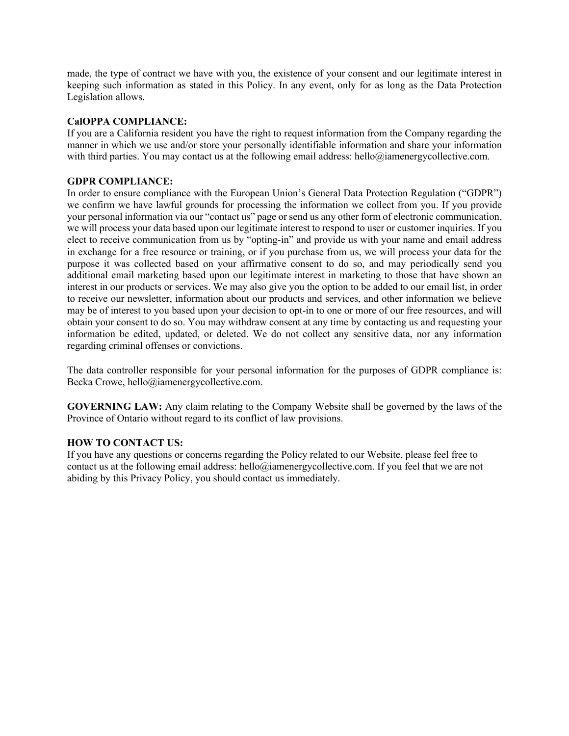made, the type of contract we have with you, the existence of your consent and our legitimate interest in keeping such information as stated in this Policy. In any event, only for as long as the Data Protection Legislation allows.

**CalOPPA COMPLIANCE:**
If you are a California resident you have the right to request information from the Company regarding the manner in which we use and/or store your personally identifiable information and share your information with third parties. You may contact us at the following email address: hello@iamenergycollective.com.

**GDPR COMPLIANCE:**
In order to ensure compliance with the European Union's General Data Protection Regulation ("GDPR") we confirm we have lawful grounds for processing the information we collect from you. If you provide your personal information via our "contact us" page or send us any other form of electronic communication, we will process your data based upon our legitimate interest to respond to user or customer inquiries. If you elect to receive communication from us by "opting-in" and provide us with your name and email address in exchange for a free resource or training, or if you purchase from us, we will process your data for the purpose it was collected based on your affirmative consent to do so, and may periodically send you additional email marketing based upon our legitimate interest in marketing to those that have shown an interest in our products or services. We may also give you the option to be added to our email list, in order to receive our newsletter, information about our products and services, and other information we believe may be of interest to you based upon your decision to opt-in to one or more of our free resources, and will obtain your consent to do so. You may withdraw consent at any time by contacting us and requesting your information be edited, updated, or deleted. We do not collect any sensitive data, nor any information regarding criminal offenses or convictions.

The data controller responsible for your personal information for the purposes of GDPR compliance is: Becka Crowe, hello@iamenergycollective.com.

**GOVERNING LAW:** Any claim relating to the Company Website shall be governed by the laws of the Province of Ontario without regard to its conflict of law provisions.

**HOW TO CONTACT US:**
If you have any questions or concerns regarding the Policy related to our Website, please feel free to contact us at the following email address: hello@iamenergycollective.com. If you feel that we are not abiding by this Privacy Policy, you should contact us immediately.